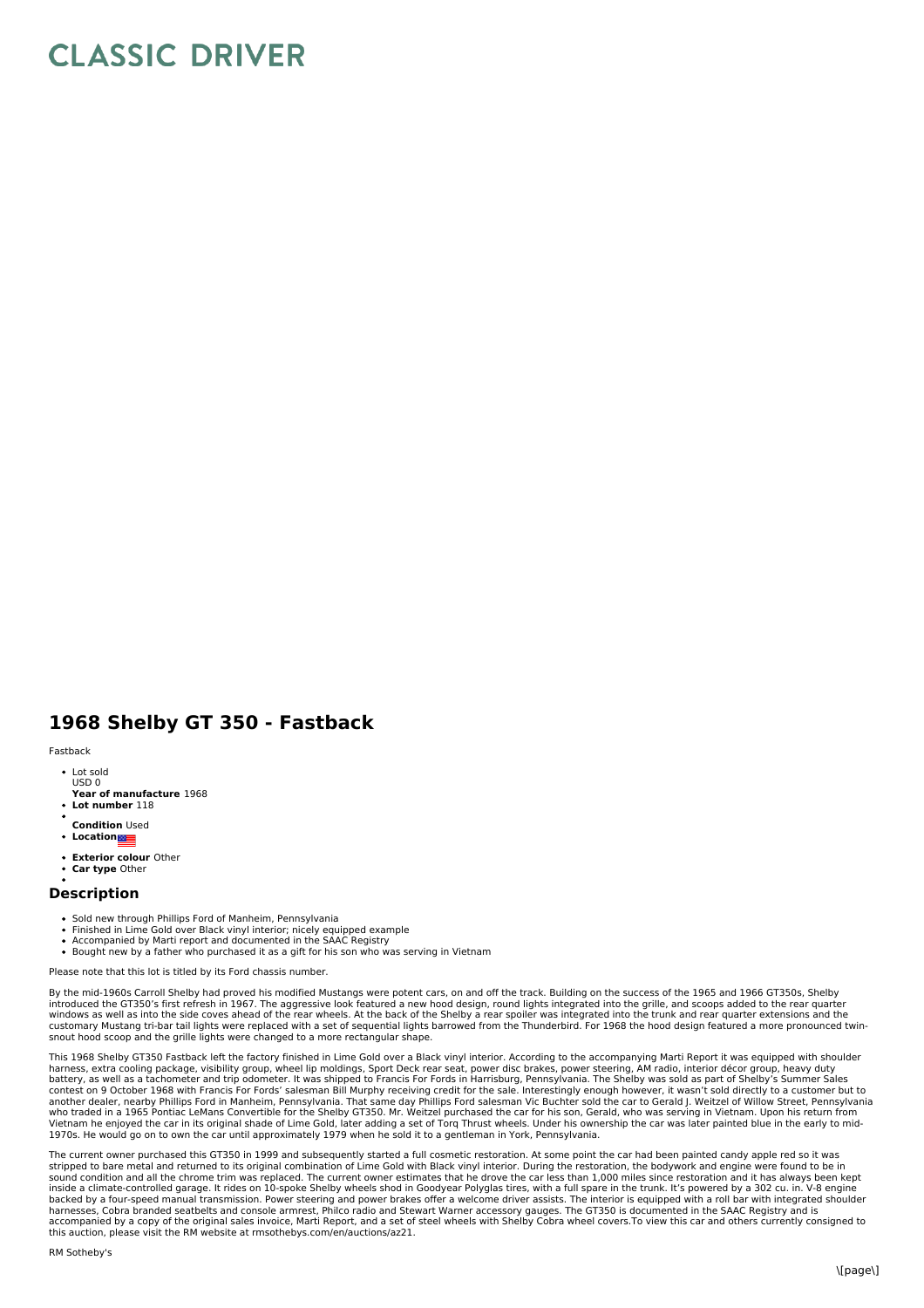# CLASSIC DRIVER

## 1968 Shelby GT 350 - Fastback

Fastback

- Lot sold
  USD 0
- **Year of manufacture** 1968
- **Lot number** 118
- 
- **Condition** Used
- **Location**
- 
- **Exterior colour** Other
- **Car type** Other
- 

### Description

- Sold new through Phillips Ford of Manheim, Pennsylvania
- Finished in Lime Gold over Black vinyl interior; nicely equipped example
- Accompanied by Marti report and documented in the SAAC Registry
- Bought new by a father who purchased it as a gift for his son who was serving in Vietnam

Please note that this lot is titled by its Ford chassis number.

By the mid-1960s Carroll Shelby had proved his modified Mustangs were potent cars, on and off the track. Building on the success of the 1965 and 1966 GT350s, Shelby introduced the GT350's first refresh in 1967. The aggressive look featured a new hood design, round lights integrated into the grille, and scoops added to the rear quarter windows as well as into the side coves ahead of the rear wheels. At the back of the Shelby a rear spoiler was integrated into the trunk and rear quarter extensions and the customary Mustang tri-bar tail lights were replaced with a set of sequential lights barrowed from the Thunderbird. For 1968 the hood design featured a more pronounced twin-snout hood scoop and the grille lights were changed to a more rectangular shape.

This 1968 Shelby GT350 Fastback left the factory finished in Lime Gold over a Black vinyl interior. According to the accompanying Marti Report it was equipped with shoulder harness, extra cooling package, visibility group, wheel lip moldings, Sport Deck rear seat, power disc brakes, power steering, AM radio, interior décor group, heavy duty battery, as well as a tachometer and trip odometer. It was shipped to Francis For Fords in Harrisburg, Pennsylvania. The Shelby was sold as part of Shelby's Summer Sales contest on 9 October 1968 with Francis For Fords' salesman Bill Murphy receiving credit for the sale. Interestingly enough however, it wasn't sold directly to a customer but to another dealer, nearby Phillips Ford in Manheim, Pennsylvania. That same day Phillips Ford salesman Vic Buchter sold the car to Gerald J. Weitzel of Willow Street, Pennsylvania who traded in a 1965 Pontiac LeMans Convertible for the Shelby GT350. Mr. Weitzel purchased the car for his son, Gerald, who was serving in Vietnam. Upon his return from Vietnam he enjoyed the car in its original shade of Lime Gold, later adding a set of Torq Thrust wheels. Under his ownership the car was later painted blue in the early to mid-1970s. He would go on to own the car until approximately 1979 when he sold it to a gentleman in York, Pennsylvania.

The current owner purchased this GT350 in 1999 and subsequently started a full cosmetic restoration. At some point the car had been painted candy apple red so it was stripped to bare metal and returned to its original combination of Lime Gold with Black vinyl interior. During the restoration, the bodywork and engine were found to be in sound condition and all the chrome trim was replaced. The current owner estimates that he drove the car less than 1,000 miles since restoration and it has always been kept inside a climate-controlled garage. It rides on 10-spoke Shelby wheels shod in Goodyear Polyglas tires, with a full spare in the trunk. It's powered by a 302 cu. in. V-8 engine backed by a four-speed manual transmission. Power steering and power brakes offer a welcome driver assists. The interior is equipped with a roll bar with integrated shoulder harnesses, Cobra branded seatbelts and console armrest, Philco radio and Stewart Warner accessory gauges. The GT350 is documented in the SAAC Registry and is accompanied by a copy of the original sales invoice, Marti Report, and a set of steel wheels with Shelby Cobra wheel covers.To view this car and others currently consigned to this auction, please visit the RM website at rmsothebys.com/en/auctions/az21.

RM Sotheby's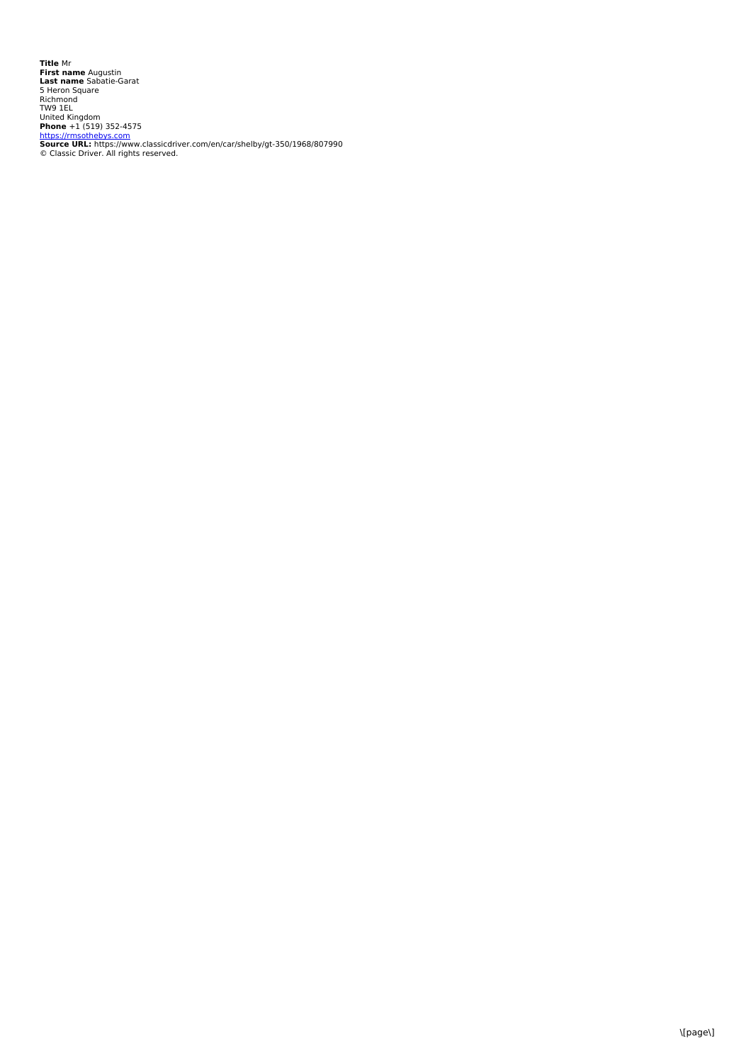**Title** Mr
**First name** Augustin
**Last name** Sabatie-Garat
5 Heron Square
Richmond
TW9 1EL
United Kingdom
**Phone** +1 (519) 352-4575
https://rmsothebys.com
**Source URL:** https://www.classicdriver.com/en/car/shelby/gt-350/1968/807990
© Classic Driver. All rights reserved.